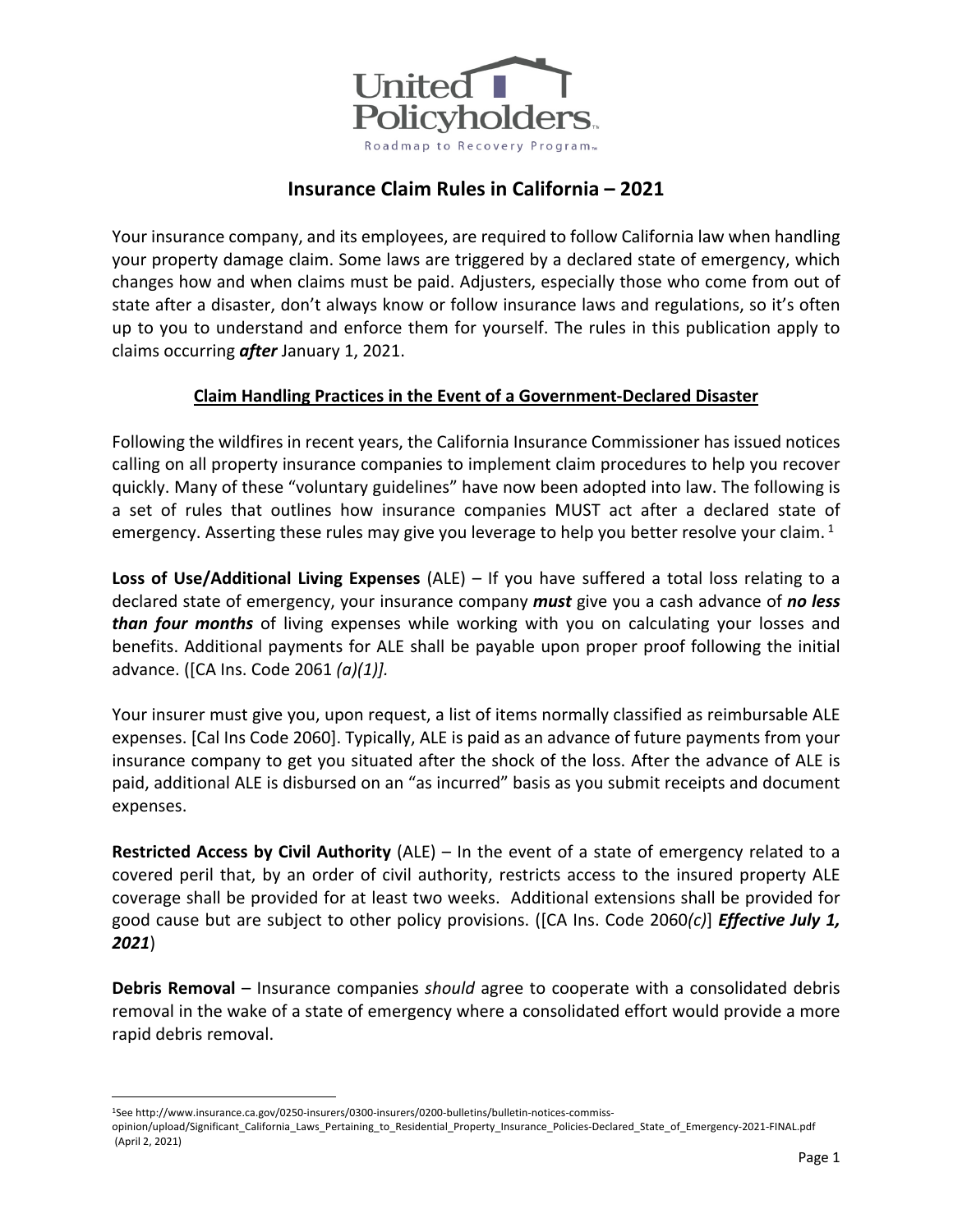United Policyholders
Roadmap to Recovery Program™

# Insurance Claim Rules in California – 2021

Your insurance company, and its employees, are required to follow California law when handling your property damage claim. Some laws are triggered by a declared state of emergency, which changes how and when claims must be paid. Adjusters, especially those who come from out of state after a disaster, don't always know or follow insurance laws and regulations, so it's often up to you to understand and enforce them for yourself. The rules in this publication apply to claims occurring ***after*** January 1, 2021.

## Claim Handling Practices in the Event of a Government-Declared Disaster

Following the wildfires in recent years, the California Insurance Commissioner has issued notices calling on all property insurance companies to implement claim procedures to help you recover quickly. Many of these "voluntary guidelines" have now been adopted into law. The following is a set of rules that outlines how insurance companies MUST act after a declared state of emergency. Asserting these rules may give you leverage to help you better resolve your claim. [1]

**Loss of Use/Additional Living Expenses** (ALE) – If you have suffered a total loss relating to a declared state of emergency, your insurance company ***must*** give you a cash advance of ***no less than four months*** of living expenses while working with you on calculating your losses and benefits. Additional payments for ALE shall be payable upon proper proof following the initial advance. ([CA Ins. Code 2061 *(a)(1)].*

Your insurer must give you, upon request, a list of items normally classified as reimbursable ALE expenses. [Cal Ins Code 2060]. Typically, ALE is paid as an advance of future payments from your insurance company to get you situated after the shock of the loss. After the advance of ALE is paid, additional ALE is disbursed on an "as incurred" basis as you submit receipts and document expenses.

**Restricted Access by Civil Authority** (ALE) – In the event of a state of emergency related to a covered peril that, by an order of civil authority, restricts access to the insured property ALE coverage shall be provided for at least two weeks. Additional extensions shall be provided for good cause but are subject to other policy provisions. ([CA Ins. Code 2060*(c)*] ***Effective July 1, 2021***)

**Debris Removal** – Insurance companies *should* agree to cooperate with a consolidated debris removal in the wake of a state of emergency where a consolidated effort would provide a more rapid debris removal.

---

[1] See http://www.insurance.ca.gov/0250-insurers/0300-insurers/0200-bulletins/bulletin-notices-commiss-opinion/upload/Significant_California_Laws_Pertaining_to_Residential_Property_Insurance_Policies-Declared_State_of_Emergency-2021-FINAL.pdf (April 2, 2021)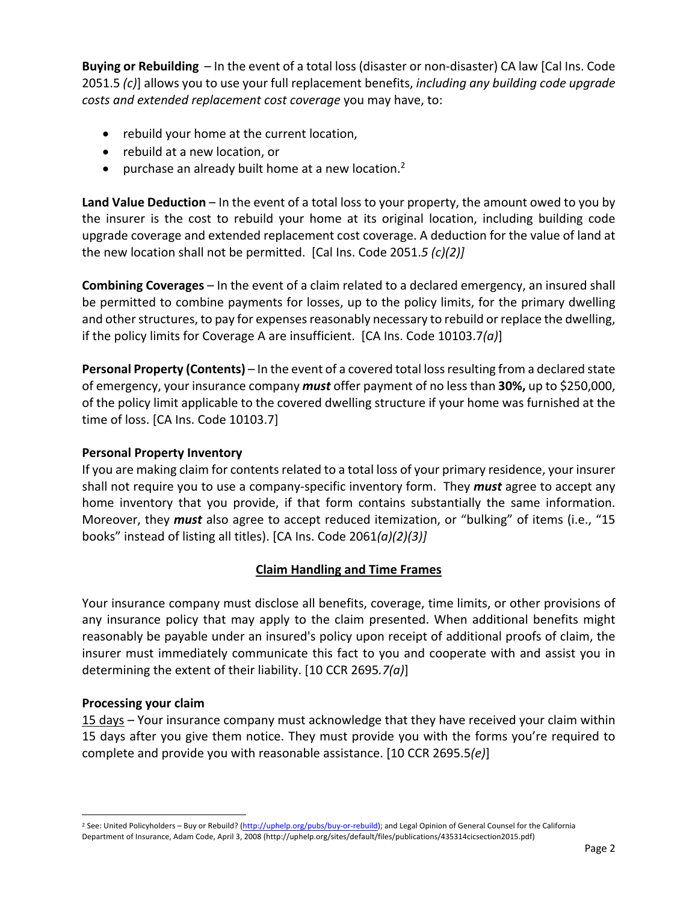**Buying or Rebuilding** – In the event of a total loss (disaster or non-disaster) CA law [Cal Ins. Code 2051.5 *(c)*] allows you to use your full replacement benefits, *including any building code upgrade costs and extended replacement cost coverage* you may have, to:

- rebuild your home at the current location,
- rebuild at a new location, or
- purchase an already built home at a new location.[2]

**Land Value Deduction** – In the event of a total loss to your property, the amount owed to you by the insurer is the cost to rebuild your home at its original location, including building code upgrade coverage and extended replacement cost coverage. A deduction for the value of land at the new location shall not be permitted. [Cal Ins. Code 2051.*5 (c)(2)]*

**Combining Coverages** – In the event of a claim related to a declared emergency, an insured shall be permitted to combine payments for losses, up to the policy limits, for the primary dwelling and other structures, to pay for expenses reasonably necessary to rebuild or replace the dwelling, if the policy limits for Coverage A are insufficient. [CA Ins. Code 10103.7*(a)*]

**Personal Property (Contents)** – In the event of a covered total loss resulting from a declared state of emergency, your insurance company ***must*** offer payment of no less than **30%,** up to $250,000, of the policy limit applicable to the covered dwelling structure if your home was furnished at the time of loss. [CA Ins. Code 10103.7]

**Personal Property Inventory**

If you are making claim for contents related to a total loss of your primary residence, your insurer shall not require you to use a company-specific inventory form. They ***must*** agree to accept any home inventory that you provide, if that form contains substantially the same information. Moreover, they ***must*** also agree to accept reduced itemization, or "bulking" of items (i.e., "15 books" instead of listing all titles). [CA Ins. Code 2061*(a)(2)(3)]*

## Claim Handling and Time Frames

Your insurance company must disclose all benefits, coverage, time limits, or other provisions of any insurance policy that may apply to the claim presented. When additional benefits might reasonably be payable under an insured's policy upon receipt of additional proofs of claim, the insurer must immediately communicate this fact to you and cooperate with and assist you in determining the extent of their liability. [10 CCR 2695*.7(a)*]

**Processing your claim**

15 days – Your insurance company must acknowledge that they have received your claim within 15 days after you give them notice. They must provide you with the forms you're required to complete and provide you with reasonable assistance. [10 CCR 2695.5*(e)*]

---

[2] See: United Policyholders – Buy or Rebuild? (http://uphelp.org/pubs/buy-or-rebuild); and Legal Opinion of General Counsel for the California Department of Insurance, Adam Code, April 3, 2008 (http://uphelp.org/sites/default/files/publications/435314cicsection2015.pdf)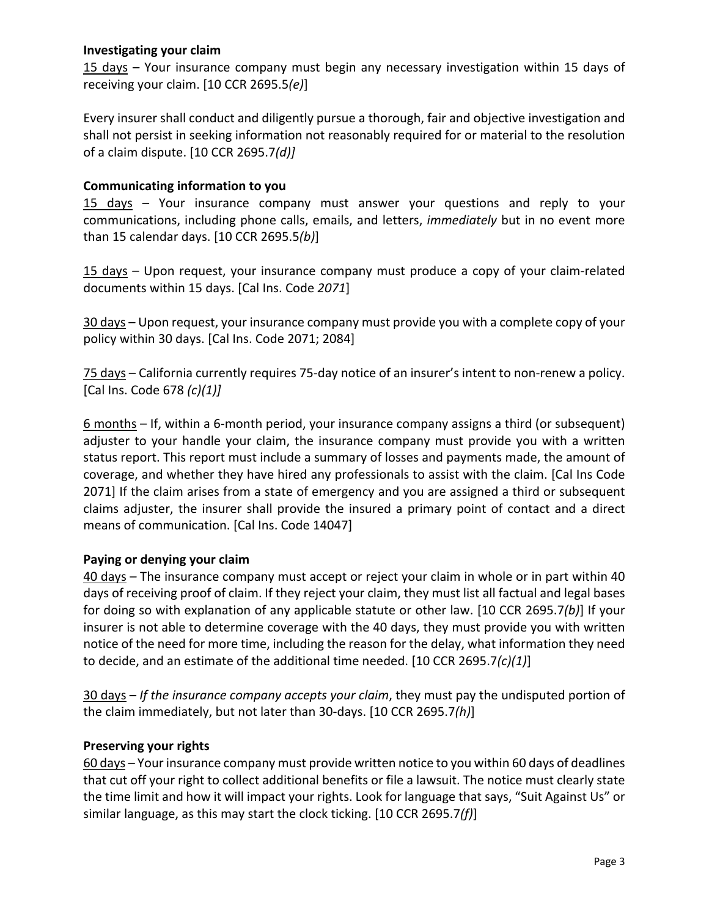### Investigating your claim

<u>15 days</u> – Your insurance company must begin any necessary investigation within 15 days of receiving your claim. [10 CCR 2695.5*(e)*]

Every insurer shall conduct and diligently pursue a thorough, fair and objective investigation and shall not persist in seeking information not reasonably required for or material to the resolution of a claim dispute. [10 CCR 2695.7*(d)]*

### Communicating information to you

<u>15 days</u> – Your insurance company must answer your questions and reply to your communications, including phone calls, emails, and letters, *immediately* but in no event more than 15 calendar days. [10 CCR 2695.5*(b)*]

<u>15 days</u> – Upon request, your insurance company must produce a copy of your claim-related documents within 15 days. [Cal Ins. Code *2071*]

<u>30 days</u> – Upon request, your insurance company must provide you with a complete copy of your policy within 30 days. [Cal Ins. Code 2071; 2084]

<u>75 days</u> – California currently requires 75-day notice of an insurer's intent to non-renew a policy. [Cal Ins. Code 678 *(c)(1)]*

<u>6 months</u> – If, within a 6-month period, your insurance company assigns a third (or subsequent) adjuster to your handle your claim, the insurance company must provide you with a written status report. This report must include a summary of losses and payments made, the amount of coverage, and whether they have hired any professionals to assist with the claim. [Cal Ins Code 2071] If the claim arises from a state of emergency and you are assigned a third or subsequent claims adjuster, the insurer shall provide the insured a primary point of contact and a direct means of communication. [Cal Ins. Code 14047]

### Paying or denying your claim

<u>40 days</u> – The insurance company must accept or reject your claim in whole or in part within 40 days of receiving proof of claim. If they reject your claim, they must list all factual and legal bases for doing so with explanation of any applicable statute or other law. [10 CCR 2695.7*(b)*] If your insurer is not able to determine coverage with the 40 days, they must provide you with written notice of the need for more time, including the reason for the delay, what information they need to decide, and an estimate of the additional time needed. [10 CCR 2695.7*(c)(1)*]

<u>30 days</u> – *If the insurance company accepts your claim*, they must pay the undisputed portion of the claim immediately, but not later than 30-days. [10 CCR 2695.7*(h)*]

### Preserving your rights

<u>60 days</u> – Your insurance company must provide written notice to you within 60 days of deadlines that cut off your right to collect additional benefits or file a lawsuit. The notice must clearly state the time limit and how it will impact your rights. Look for language that says, "Suit Against Us" or similar language, as this may start the clock ticking. [10 CCR 2695.7*(f)*]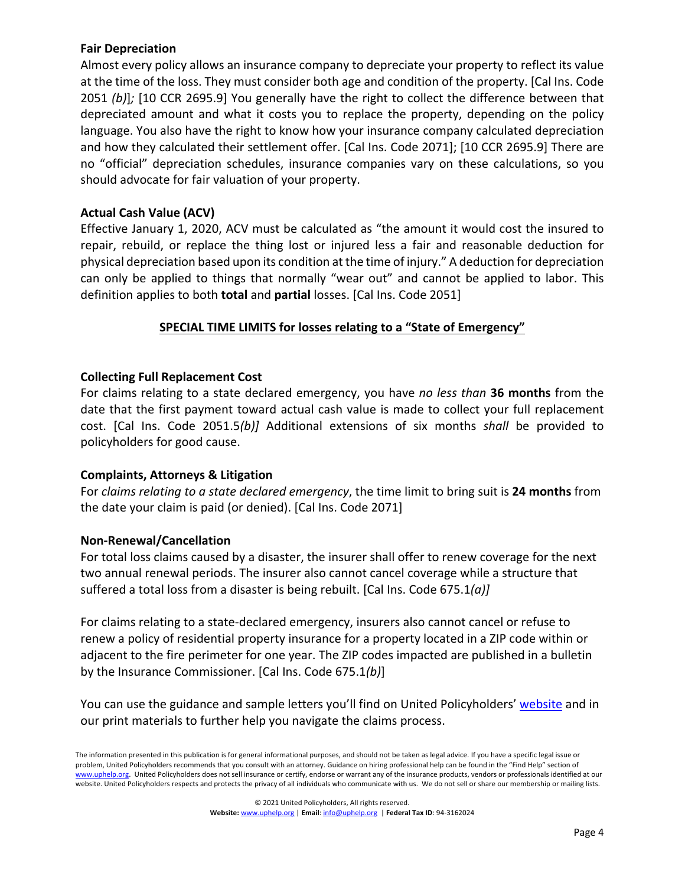**Fair Depreciation**

Almost every policy allows an insurance company to depreciate your property to reflect its value at the time of the loss. They must consider both age and condition of the property. [Cal Ins. Code 2051 *(b)*]*;* [10 CCR 2695.9] You generally have the right to collect the difference between that depreciated amount and what it costs you to replace the property, depending on the policy language. You also have the right to know how your insurance company calculated depreciation and how they calculated their settlement offer. [Cal Ins. Code 2071]; [10 CCR 2695.9] There are no "official" depreciation schedules, insurance companies vary on these calculations, so you should advocate for fair valuation of your property.

**Actual Cash Value (ACV)**

Effective January 1, 2020, ACV must be calculated as "the amount it would cost the insured to repair, rebuild, or replace the thing lost or injured less a fair and reasonable deduction for physical depreciation based upon its condition at the time of injury." A deduction for depreciation can only be applied to things that normally "wear out" and cannot be applied to labor. This definition applies to both **total** and **partial** losses. [Cal Ins. Code 2051]

## SPECIAL TIME LIMITS for losses relating to a "State of Emergency"

**Collecting Full Replacement Cost**

For claims relating to a state declared emergency, you have *no less than* **36 months** from the date that the first payment toward actual cash value is made to collect your full replacement cost. [Cal Ins. Code 2051.5*(b)]* Additional extensions of six months *shall* be provided to policyholders for good cause.

**Complaints, Attorneys & Litigation**

For *claims relating to a state declared emergency*, the time limit to bring suit is **24 months** from the date your claim is paid (or denied). [Cal Ins. Code 2071]

**Non-Renewal/Cancellation**

For total loss claims caused by a disaster, the insurer shall offer to renew coverage for the next two annual renewal periods. The insurer also cannot cancel coverage while a structure that suffered a total loss from a disaster is being rebuilt. [Cal Ins. Code 675.1*(a)]*

For claims relating to a state-declared emergency, insurers also cannot cancel or refuse to renew a policy of residential property insurance for a property located in a ZIP code within or adjacent to the fire perimeter for one year. The ZIP codes impacted are published in a bulletin by the Insurance Commissioner. [Cal Ins. Code 675.1*(b)*]

You can use the guidance and sample letters you'll find on United Policyholders' website and in our print materials to further help you navigate the claims process.

The information presented in this publication is for general informational purposes, and should not be taken as legal advice. If you have a specific legal issue or problem, United Policyholders recommends that you consult with an attorney. Guidance on hiring professional help can be found in the "Find Help" section of www.uphelp.org. United Policyholders does not sell insurance or certify, endorse or warrant any of the insurance products, vendors or professionals identified at our website. United Policyholders respects and protects the privacy of all individuals who communicate with us. We do not sell or share our membership or mailing lists.

© 2021 United Policyholders, All rights reserved.
**Website:** www.uphelp.org | **Email**: info@uphelp.org | **Federal Tax ID**: 94-3162024